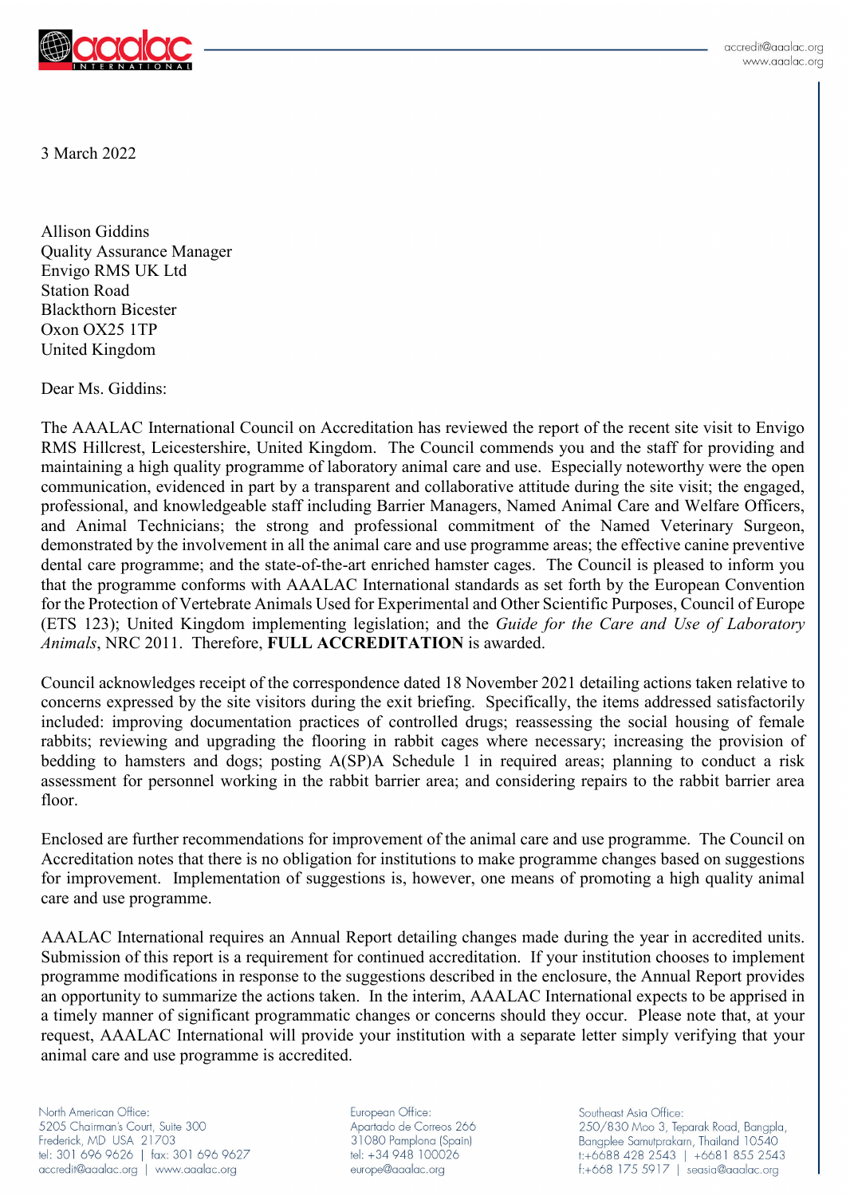3 March 2022

Allison Giddins
Quality Assurance Manager
Envigo RMS UK Ltd
Station Road
Blackthorn Bicester
Oxon OX25 1TP
United Kingdom

Dear Ms. Giddins:

The AAALAC International Council on Accreditation has reviewed the report of the recent site visit to Envigo RMS Hillcrest, Leicestershire, United Kingdom. The Council commends you and the staff for providing and maintaining a high quality programme of laboratory animal care and use. Especially noteworthy were the open communication, evidenced in part by a transparent and collaborative attitude during the site visit; the engaged, professional, and knowledgeable staff including Barrier Managers, Named Animal Care and Welfare Officers, and Animal Technicians; the strong and professional commitment of the Named Veterinary Surgeon, demonstrated by the involvement in all the animal care and use programme areas; the effective canine preventive dental care programme; and the state-of-the-art enriched hamster cages. The Council is pleased to inform you that the programme conforms with AAALAC International standards as set forth by the European Convention for the Protection of Vertebrate Animals Used for Experimental and Other Scientific Purposes, Council of Europe (ETS 123); United Kingdom implementing legislation; and the *Guide for the Care and Use of Laboratory Animals*, NRC 2011. Therefore, **FULL ACCREDITATION** is awarded.

Council acknowledges receipt of the correspondence dated 18 November 2021 detailing actions taken relative to concerns expressed by the site visitors during the exit briefing. Specifically, the items addressed satisfactorily included: improving documentation practices of controlled drugs; reassessing the social housing of female rabbits; reviewing and upgrading the flooring in rabbit cages where necessary; increasing the provision of bedding to hamsters and dogs; posting A(SP)A Schedule 1 in required areas; planning to conduct a risk assessment for personnel working in the rabbit barrier area; and considering repairs to the rabbit barrier area floor.

Enclosed are further recommendations for improvement of the animal care and use programme. The Council on Accreditation notes that there is no obligation for institutions to make programme changes based on suggestions for improvement. Implementation of suggestions is, however, one means of promoting a high quality animal care and use programme.

AAALAC International requires an Annual Report detailing changes made during the year in accredited units. Submission of this report is a requirement for continued accreditation. If your institution chooses to implement programme modifications in response to the suggestions described in the enclosure, the Annual Report provides an opportunity to summarize the actions taken. In the interim, AAALAC International expects to be apprised in a timely manner of significant programmatic changes or concerns should they occur. Please note that, at your request, AAALAC International will provide your institution with a separate letter simply verifying that your animal care and use programme is accredited.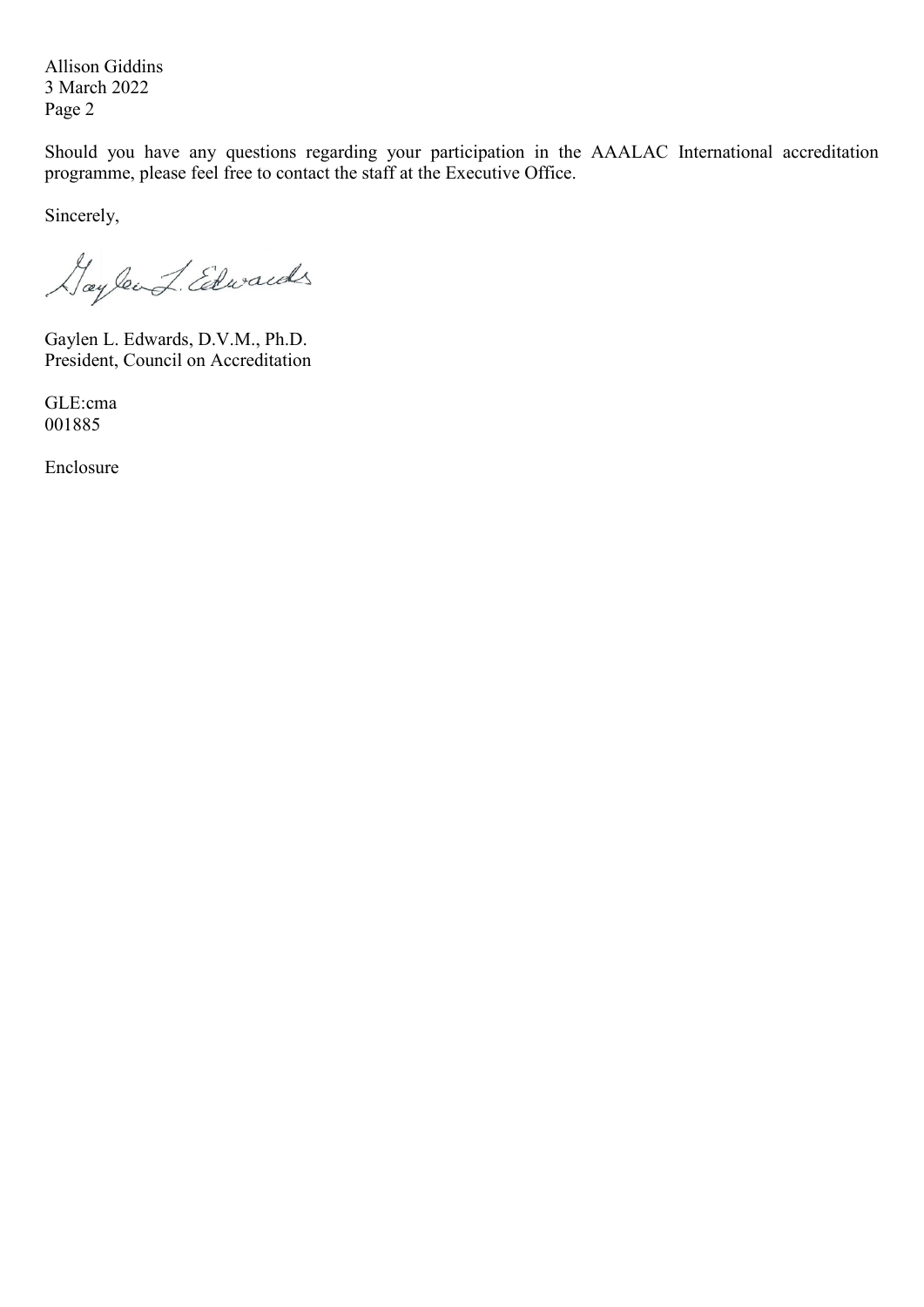Allison Giddins
3 March 2022

Should you have any questions regarding your participation in the AAALAC International accreditation programme, please feel free to contact the staff at the Executive Office.

Sincerely,

Gaylen L. Edwards

Gaylen L. Edwards, D.V.M., Ph.D.
President, Council on Accreditation

GLE:cma
001885

Enclosure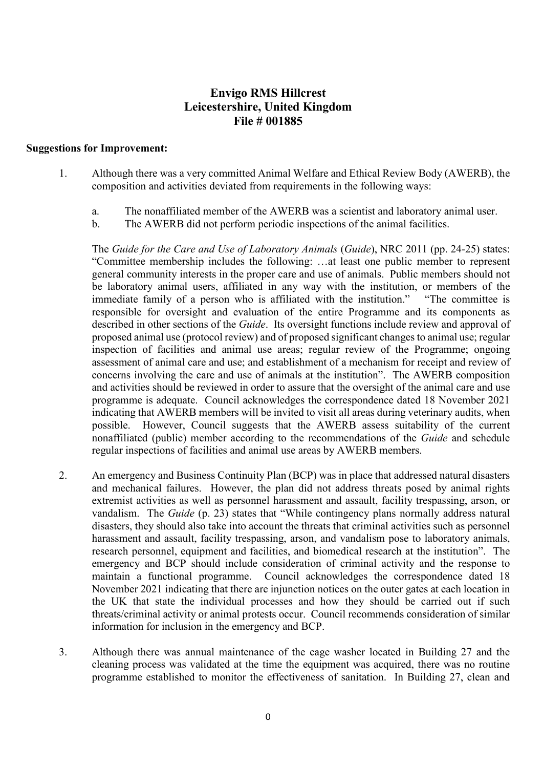**Envigo RMS Hillcrest**
**Leicestershire, United Kingdom**
**File # 001885**

**Suggestions for Improvement:**

1. Although there was a very committed Animal Welfare and Ethical Review Body (AWERB), the composition and activities deviated from requirements in the following ways:

   a. The nonaffiliated member of the AWERB was a scientist and laboratory animal user.

   b. The AWERB did not perform periodic inspections of the animal facilities.

   The *Guide for the Care and Use of Laboratory Animals* (*Guide*), NRC 2011 (pp. 24-25) states: "Committee membership includes the following: …at least one public member to represent general community interests in the proper care and use of animals. Public members should not be laboratory animal users, affiliated in any way with the institution, or members of the immediate family of a person who is affiliated with the institution." "The committee is responsible for oversight and evaluation of the entire Programme and its components as described in other sections of the *Guide*. Its oversight functions include review and approval of proposed animal use (protocol review) and of proposed significant changes to animal use; regular inspection of facilities and animal use areas; regular review of the Programme; ongoing assessment of animal care and use; and establishment of a mechanism for receipt and review of concerns involving the care and use of animals at the institution". The AWERB composition and activities should be reviewed in order to assure that the oversight of the animal care and use programme is adequate. Council acknowledges the correspondence dated 18 November 2021 indicating that AWERB members will be invited to visit all areas during veterinary audits, when possible. However, Council suggests that the AWERB assess suitability of the current nonaffiliated (public) member according to the recommendations of the *Guide* and schedule regular inspections of facilities and animal use areas by AWERB members.

2. An emergency and Business Continuity Plan (BCP) was in place that addressed natural disasters and mechanical failures. However, the plan did not address threats posed by animal rights extremist activities as well as personnel harassment and assault, facility trespassing, arson, or vandalism. The *Guide* (p. 23) states that "While contingency plans normally address natural disasters, they should also take into account the threats that criminal activities such as personnel harassment and assault, facility trespassing, arson, and vandalism pose to laboratory animals, research personnel, equipment and facilities, and biomedical research at the institution". The emergency and BCP should include consideration of criminal activity and the response to maintain a functional programme. Council acknowledges the correspondence dated 18 November 2021 indicating that there are injunction notices on the outer gates at each location in the UK that state the individual processes and how they should be carried out if such threats/criminal activity or animal protests occur. Council recommends consideration of similar information for inclusion in the emergency and BCP.

3. Although there was annual maintenance of the cage washer located in Building 27 and the cleaning process was validated at the time the equipment was acquired, there was no routine programme established to monitor the effectiveness of sanitation. In Building 27, clean and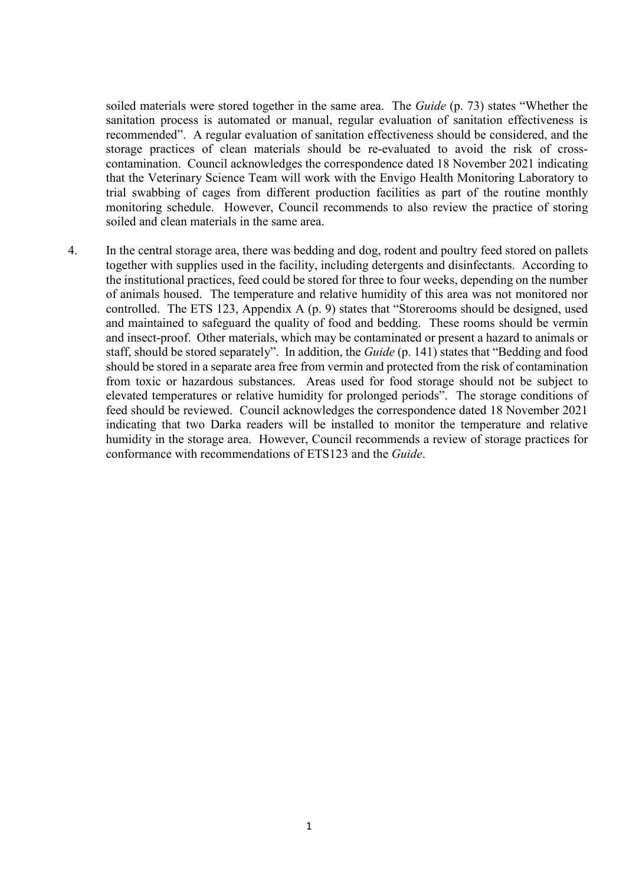soiled materials were stored together in the same area. The *Guide* (p. 73) states "Whether the sanitation process is automated or manual, regular evaluation of sanitation effectiveness is recommended". A regular evaluation of sanitation effectiveness should be considered, and the storage practices of clean materials should be re-evaluated to avoid the risk of cross-contamination. Council acknowledges the correspondence dated 18 November 2021 indicating that the Veterinary Science Team will work with the Envigo Health Monitoring Laboratory to trial swabbing of cages from different production facilities as part of the routine monthly monitoring schedule. However, Council recommends to also review the practice of storing soiled and clean materials in the same area.

4. In the central storage area, there was bedding and dog, rodent and poultry feed stored on pallets together with supplies used in the facility, including detergents and disinfectants. According to the institutional practices, feed could be stored for three to four weeks, depending on the number of animals housed. The temperature and relative humidity of this area was not monitored nor controlled. The ETS 123, Appendix A (p. 9) states that "Storerooms should be designed, used and maintained to safeguard the quality of food and bedding. These rooms should be vermin and insect-proof. Other materials, which may be contaminated or present a hazard to animals or staff, should be stored separately". In addition, the *Guide* (p. 141) states that "Bedding and food should be stored in a separate area free from vermin and protected from the risk of contamination from toxic or hazardous substances. Areas used for food storage should not be subject to elevated temperatures or relative humidity for prolonged periods". The storage conditions of feed should be reviewed. Council acknowledges the correspondence dated 18 November 2021 indicating that two Darka readers will be installed to monitor the temperature and relative humidity in the storage area. However, Council recommends a review of storage practices for conformance with recommendations of ETS123 and the *Guide*.